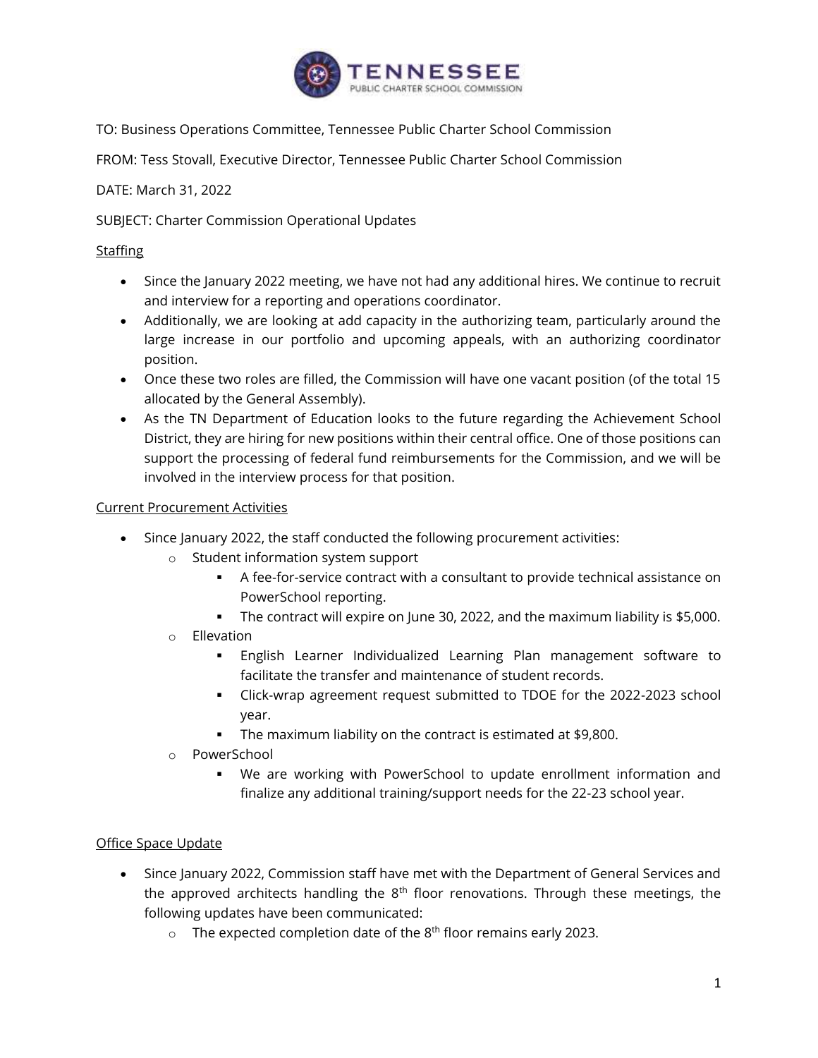TO: Business Operations Committee, Tennessee Public Charter School Commission

FROM: Tess Stovall, Executive Director, Tennessee Public Charter School Commission

DATE: March 31, 2022

SUBJECT: Charter Commission Operational Updates

Staffing

- Since the January 2022 meeting, we have not had any additional hires. We continue to recruit and interview for a reporting and operations coordinator.
- Additionally, we are looking at add capacity in the authorizing team, particularly around the large increase in our portfolio and upcoming appeals, with an authorizing coordinator position.
- Once these two roles are filled, the Commission will have one vacant position (of the total 15 allocated by the General Assembly).
- As the TN Department of Education looks to the future regarding the Achievement School District, they are hiring for new positions within their central office. One of those positions can support the processing of federal fund reimbursements for the Commission, and we will be involved in the interview process for that position.

Current Procurement Activities

- Since January 2022, the staff conducted the following procurement activities:
  - Student information system support
    - A fee-for-service contract with a consultant to provide technical assistance on PowerSchool reporting.
    - The contract will expire on June 30, 2022, and the maximum liability is $5,000.
  - Ellevation
    - English Learner Individualized Learning Plan management software to facilitate the transfer and maintenance of student records.
    - Click-wrap agreement request submitted to TDOE for the 2022-2023 school year.
    - The maximum liability on the contract is estimated at $9,800.
  - PowerSchool
    - We are working with PowerSchool to update enrollment information and finalize any additional training/support needs for the 22-23 school year.

Office Space Update

- Since January 2022, Commission staff have met with the Department of General Services and the approved architects handling the 8th floor renovations. Through these meetings, the following updates have been communicated:
  - The expected completion date of the 8th floor remains early 2023.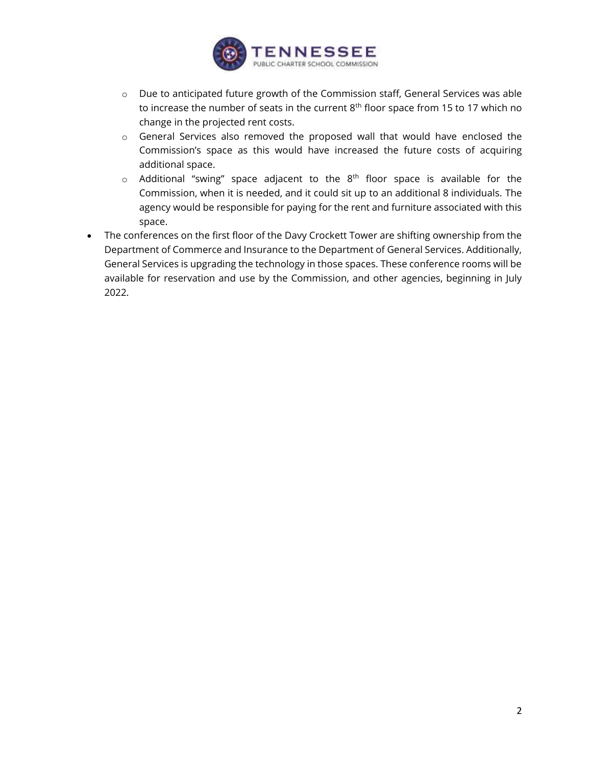- Due to anticipated future growth of the Commission staff, General Services was able to increase the number of seats in the current 8th floor space from 15 to 17 which no change in the projected rent costs.
  - General Services also removed the proposed wall that would have enclosed the Commission's space as this would have increased the future costs of acquiring additional space.
  - Additional "swing" space adjacent to the 8th floor space is available for the Commission, when it is needed, and it could sit up to an additional 8 individuals. The agency would be responsible for paying for the rent and furniture associated with this space.
- The conferences on the first floor of the Davy Crockett Tower are shifting ownership from the Department of Commerce and Insurance to the Department of General Services. Additionally, General Services is upgrading the technology in those spaces. These conference rooms will be available for reservation and use by the Commission, and other agencies, beginning in July 2022.